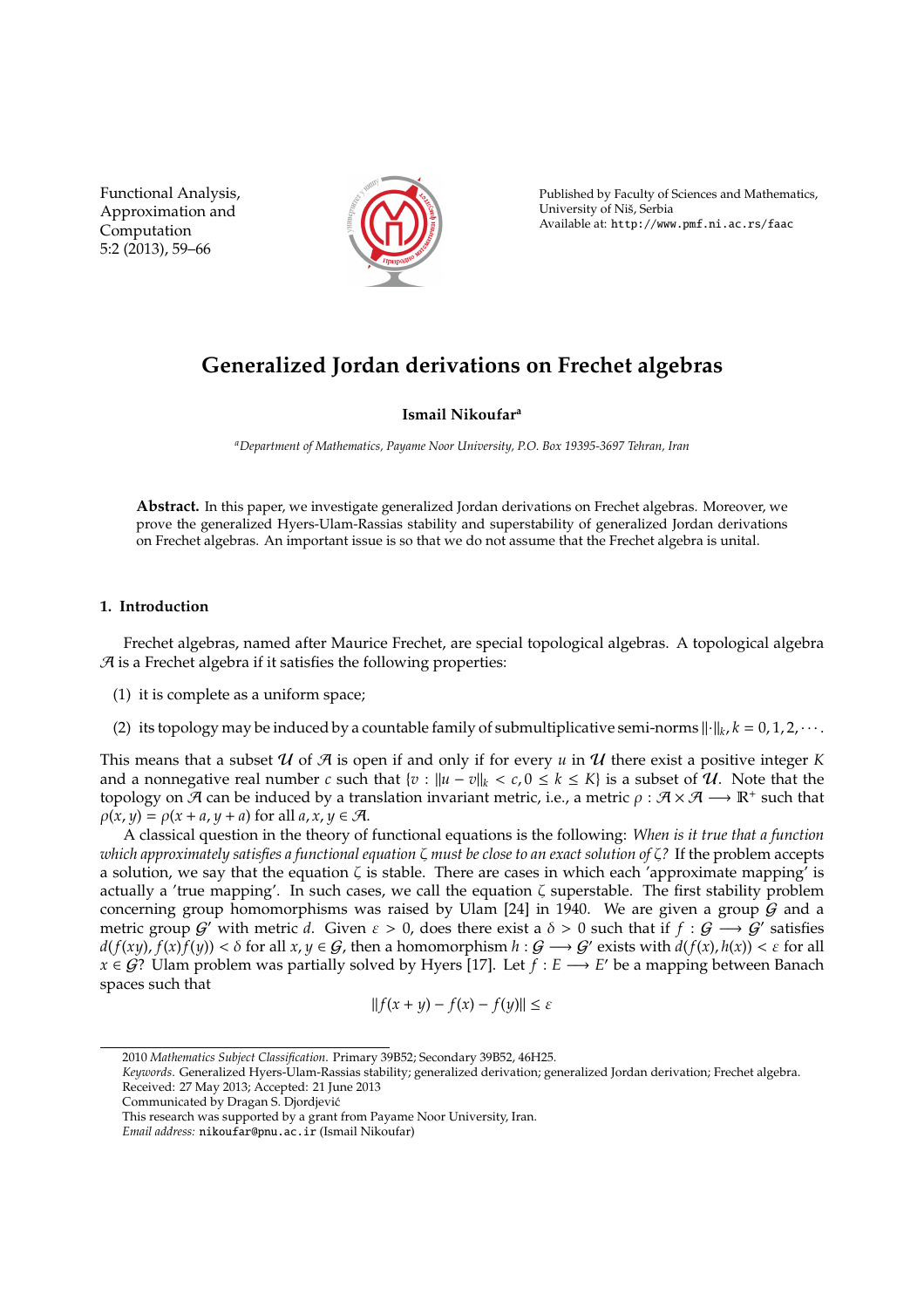Functional Analysis, Approximation and Computation
5:2 (2013), 59–66

Published by Faculty of Sciences and Mathematics, University of Niš, Serbia
Available at: http://www.pmf.ni.ac.rs/faac

# Generalized Jordan derivations on Frechet algebras

**Ismail Nikoufar**[a]

[a]*Department of Mathematics, Payame Noor University, P.O. Box 19395-3697 Tehran, Iran*

**Abstract.** In this paper, we investigate generalized Jordan derivations on Frechet algebras. Moreover, we prove the generalized Hyers-Ulam-Rassias stability and superstability of generalized Jordan derivations on Frechet algebras. An important issue is so that we do not assume that the Frechet algebra is unital.

## 1. Introduction

Frechet algebras, named after Maurice Frechet, are special topological algebras. A topological algebra $\mathcal{A}$ is a Frechet algebra if it satisfies the following properties:

(1) it is complete as a uniform space;

(2) its topology may be induced by a countable family of submultiplicative semi-norms $\|\cdot\|_k, k = 0, 1, 2, \cdots$.

This means that a subset $\mathcal{U}$ of $\mathcal{A}$ is open if and only if for every $u$ in $\mathcal{U}$ there exist a positive integer $K$ and a nonnegative real number $c$ such that $\{v : \|u - v\|_k < c, 0 \le k \le K\}$ is a subset of $\mathcal{U}$. Note that the topology on $\mathcal{A}$ can be induced by a translation invariant metric, i.e., a metric $\rho : \mathcal{A} \times \mathcal{A} \longrightarrow \mathbb{R}^+$ such that $\rho(x, y) = \rho(x + a, y + a)$ for all $a, x, y \in \mathcal{A}$.

A classical question in the theory of functional equations is the following: *When is it true that a function which approximately satisfies a functional equation $\zeta$ must be close to an exact solution of $\zeta$?* If the problem accepts a solution, we say that the equation $\zeta$ is stable. There are cases in which each 'approximate mapping' is actually a 'true mapping'. In such cases, we call the equation $\zeta$ superstable. The first stability problem concerning group homomorphisms was raised by Ulam [24] in 1940. We are given a group $\mathcal{G}$ and a metric group $\mathcal{G}'$ with metric $d$. Given $\varepsilon > 0$, does there exist a $\delta > 0$ such that if $f : \mathcal{G} \longrightarrow \mathcal{G}'$ satisfies $d(f(xy), f(x)f(y)) < \delta$ for all $x, y \in \mathcal{G}$, then a homomorphism $h : \mathcal{G} \longrightarrow \mathcal{G}'$ exists with $d(f(x), h(x)) < \varepsilon$ for all $x \in \mathcal{G}$? Ulam problem was partially solved by Hyers [17]. Let $f : E \longrightarrow E'$ be a mapping between Banach spaces such that

$$\|f(x + y) - f(x) - f(y)\| \le \varepsilon$$

---

2010 *Mathematics Subject Classification*. Primary 39B52; Secondary 39B52, 46H25.
*Keywords*. Generalized Hyers-Ulam-Rassias stability; generalized derivation; generalized Jordan derivation; Frechet algebra.
Received: 27 May 2013; Accepted: 21 June 2013
Communicated by Dragan S. Djordjević
This research was supported by a grant from Payame Noor University, Iran.
*Email address:* nikoufar@pnu.ac.ir (Ismail Nikoufar)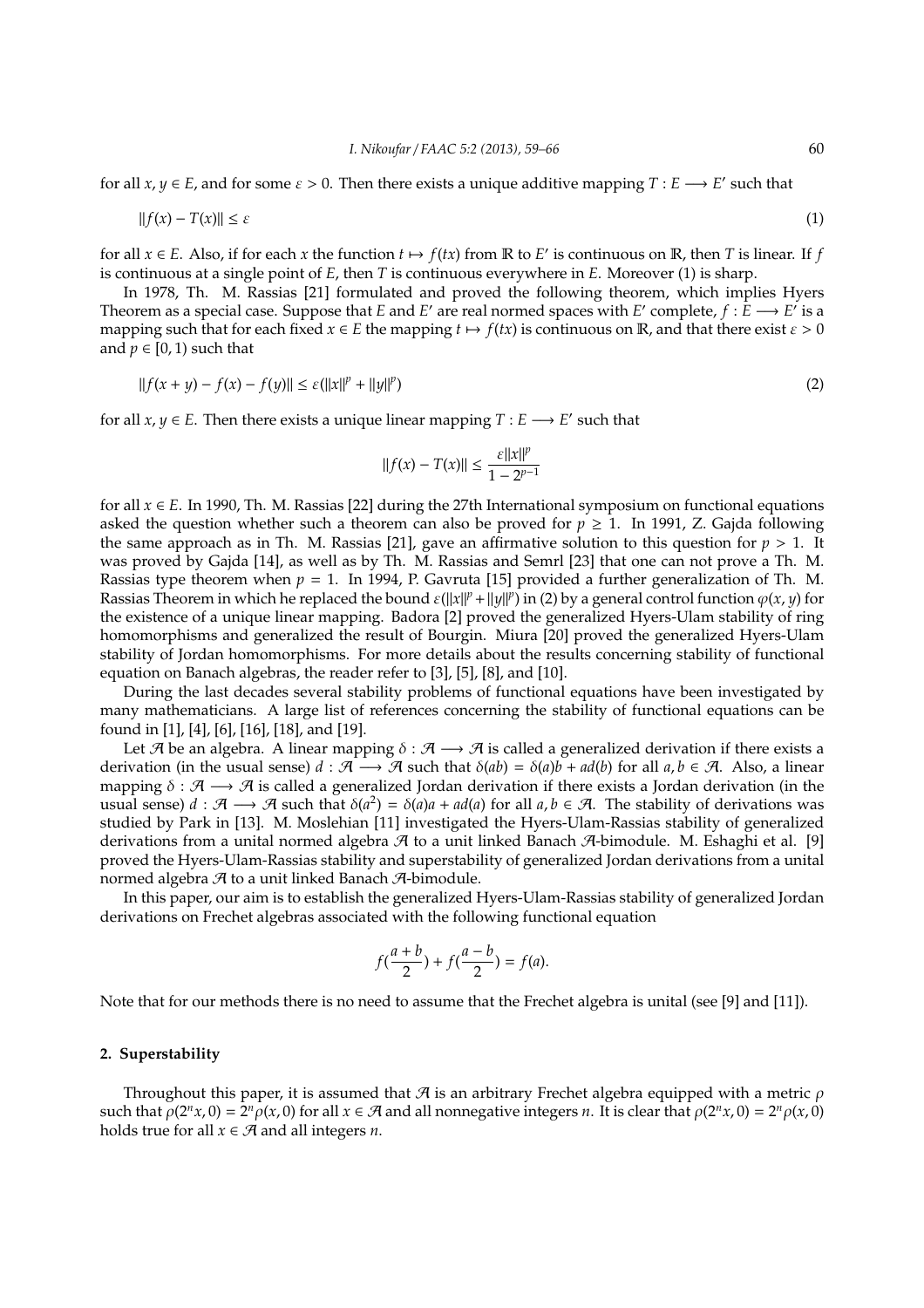for all $x, y \in E$, and for some $\varepsilon > 0$. Then there exists a unique additive mapping $T : E \longrightarrow E'$ such that

$$\|f(x) - T(x)\| \leq \varepsilon \tag{1}$$

for all $x \in E$. Also, if for each $x$ the function $t \mapsto f(tx)$ from $\mathbb{R}$ to $E'$ is continuous on $\mathbb{R}$, then $T$ is linear. If $f$ is continuous at a single point of $E$, then $T$ is continuous everywhere in $E$. Moreover (1) is sharp.

In 1978, Th. M. Rassias [21] formulated and proved the following theorem, which implies Hyers Theorem as a special case. Suppose that $E$ and $E'$ are real normed spaces with $E'$ complete, $f : E \longrightarrow E'$ is a mapping such that for each fixed $x \in E$ the mapping $t \mapsto f(tx)$ is continuous on $\mathbb{R}$, and that there exist $\varepsilon > 0$ and $p \in [0, 1)$ such that

$$\|f(x + y) - f(x) - f(y)\| \leq \varepsilon(\|x\|^p + \|y\|^p) \tag{2}$$

for all $x, y \in E$. Then there exists a unique linear mapping $T : E \longrightarrow E'$ such that

$$\|f(x) - T(x)\| \leq \frac{\varepsilon\|x\|^p}{1 - 2^{p-1}}$$

for all $x \in E$. In 1990, Th. M. Rassias [22] during the 27th International symposium on functional equations asked the question whether such a theorem can also be proved for $p \geq 1$. In 1991, Z. Gajda following the same approach as in Th. M. Rassias [21], gave an affirmative solution to this question for $p > 1$. It was proved by Gajda [14], as well as by Th. M. Rassias and Semrl [23] that one can not prove a Th. M. Rassias type theorem when $p = 1$. In 1994, P. Gavruta [15] provided a further generalization of Th. M. Rassias Theorem in which he replaced the bound $\varepsilon(\|x\|^p + \|y\|^p)$ in (2) by a general control function $\varphi(x, y)$ for the existence of a unique linear mapping. Badora [2] proved the generalized Hyers-Ulam stability of ring homomorphisms and generalized the result of Bourgin. Miura [20] proved the generalized Hyers-Ulam stability of Jordan homomorphisms. For more details about the results concerning stability of functional equation on Banach algebras, the reader refer to [3], [5], [8], and [10].

During the last decades several stability problems of functional equations have been investigated by many mathematicians. A large list of references concerning the stability of functional equations can be found in [1], [4], [6], [16], [18], and [19].

Let $\mathcal{A}$ be an algebra. A linear mapping $\delta : \mathcal{A} \longrightarrow \mathcal{A}$ is called a generalized derivation if there exists a derivation (in the usual sense) $d : \mathcal{A} \longrightarrow \mathcal{A}$ such that $\delta(ab) = \delta(a)b + ad(b)$ for all $a, b \in \mathcal{A}$. Also, a linear mapping $\delta : \mathcal{A} \longrightarrow \mathcal{A}$ is called a generalized Jordan derivation if there exists a Jordan derivation (in the usual sense) $d : \mathcal{A} \longrightarrow \mathcal{A}$ such that $\delta(a^2) = \delta(a)a + ad(a)$ for all $a, b \in \mathcal{A}$. The stability of derivations was studied by Park in [13]. M. Moslehian [11] investigated the Hyers-Ulam-Rassias stability of generalized derivations from a unital normed algebra $\mathcal{A}$ to a unit linked Banach $\mathcal{A}$-bimodule. M. Eshaghi et al. [9] proved the Hyers-Ulam-Rassias stability and superstability of generalized Jordan derivations from a unital normed algebra $\mathcal{A}$ to a unit linked Banach $\mathcal{A}$-bimodule.

In this paper, our aim is to establish the generalized Hyers-Ulam-Rassias stability of generalized Jordan derivations on Frechet algebras associated with the following functional equation

$$f(\frac{a+b}{2}) + f(\frac{a-b}{2}) = f(a).$$

Note that for our methods there is no need to assume that the Frechet algebra is unital (see [9] and [11]).

## 2. Superstability

Throughout this paper, it is assumed that $\mathcal{A}$ is an arbitrary Frechet algebra equipped with a metric $\rho$ such that $\rho(2^n x, 0) = 2^n \rho(x, 0)$ for all $x \in \mathcal{A}$ and all nonnegative integers $n$. It is clear that $\rho(2^n x, 0) = 2^n \rho(x, 0)$ holds true for all $x \in \mathcal{A}$ and all integers $n$.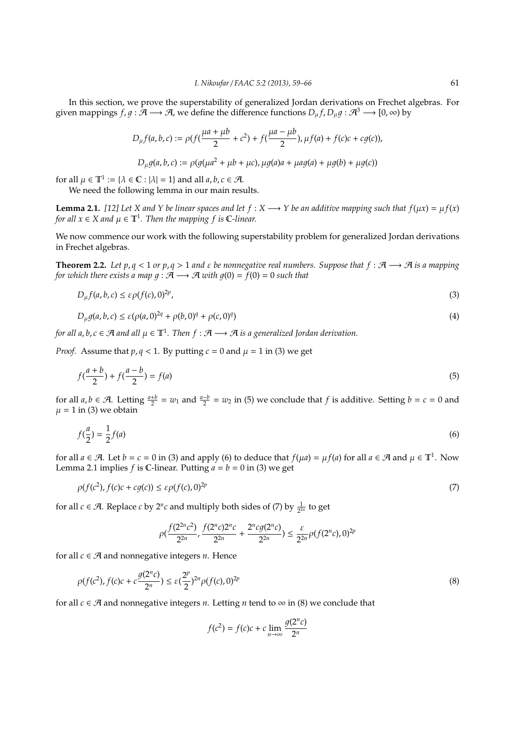In this section, we prove the superstability of generalized Jordan derivations on Frechet algebras. For given mappings $f, g : \mathcal{A} \longrightarrow \mathcal{A}$, we define the difference functions $D_\mu f, D_\mu g : \mathcal{A}^3 \longrightarrow [0, \infty)$ by

$$D_\mu f(a,b,c) := \rho(f(\frac{\mu a + \mu b}{2} + c^2) + f(\frac{\mu a - \mu b}{2}), \mu f(a) + f(c)c + cg(c)),$$

$$D_\mu g(a,b,c) := \rho(g(\mu a^2 + \mu b + \mu c), \mu g(a)a + \mu a g(a) + \mu g(b) + \mu g(c))$$

for all $\mu \in \mathbb{T}^1 := \{\lambda \in \mathbb{C} : |\lambda| = 1\}$ and all $a, b, c \in \mathcal{A}$.

We need the following lemma in our main results.

**Lemma 2.1.** *[12] Let $X$ and $Y$ be linear spaces and let $f : X \longrightarrow Y$ be an additive mapping such that $f(\mu x) = \mu f(x)$ for all $x \in X$ and $\mu \in \mathbb{T}^1$. Then the mapping $f$ is $\mathbb{C}$-linear.*

We now commence our work with the following superstability problem for generalized Jordan derivations in Frechet algebras.

**Theorem 2.2.** *Let $p, q < 1$ or $p, q > 1$ and $\varepsilon$ be nonnegative real numbers. Suppose that $f : \mathcal{A} \longrightarrow \mathcal{A}$ is a mapping for which there exists a map $g : \mathcal{A} \longrightarrow \mathcal{A}$ with $g(0) = f(0) = 0$ such that*

$$D_\mu f(a,b,c) \leq \varepsilon \rho(f(c), 0)^{2p}, \tag{3}$$

$$D_\mu g(a,b,c) \leq \varepsilon(\rho(a,0)^{2q} + \rho(b,0)^q + \rho(c,0)^q) \tag{4}$$

*for all $a, b, c \in \mathcal{A}$ and all $\mu \in \mathbb{T}^1$. Then $f : \mathcal{A} \longrightarrow \mathcal{A}$ is a generalized Jordan derivation.*

*Proof.* Assume that $p, q < 1$. By putting $c = 0$ and $\mu = 1$ in (3) we get

$$f(\frac{a+b}{2}) + f(\frac{a-b}{2}) = f(a) \tag{5}$$

for all $a, b \in \mathcal{A}$. Letting $\frac{a+b}{2} = w_1$ and $\frac{a-b}{2} = w_2$ in (5) we conclude that $f$ is additive. Setting $b = c = 0$ and $\mu = 1$ in (3) we obtain

$$f(\frac{a}{2}) = \frac{1}{2} f(a) \tag{6}$$

for all $a \in \mathcal{A}$. Let $b = c = 0$ in (3) and apply (6) to deduce that $f(\mu a) = \mu f(a)$ for all $a \in \mathcal{A}$ and $\mu \in \mathbb{T}^1$. Now Lemma 2.1 implies $f$ is $\mathbb{C}$-linear. Putting $a = b = 0$ in (3) we get

$$\rho(f(c^2), f(c)c + cg(c)) \leq \varepsilon \rho(f(c), 0)^{2p} \tag{7}$$

for all $c \in \mathcal{A}$. Replace $c$ by $2^n c$ and multiply both sides of (7) by $\frac{1}{2^{2n}}$ to get

$$\rho(\frac{f(2^{2n}c^2)}{2^{2n}}, \frac{f(2^n c)2^n c}{2^{2n}} + \frac{2^n c g(2^n c)}{2^{2n}}) \leq \frac{\varepsilon}{2^{2n}} \rho(f(2^n c), 0)^{2p}$$

for all $c \in \mathcal{A}$ and nonnegative integers $n$. Hence

$$\rho(f(c^2), f(c)c + c\frac{g(2^n c)}{2^n}) \leq \varepsilon (\frac{2^p}{2})^{2n} \rho(f(c), 0)^{2p} \tag{8}$$

for all $c \in \mathcal{A}$ and nonnegative integers $n$. Letting $n$ tend to $\infty$ in (8) we conclude that

$$f(c^2) = f(c)c + c \lim_{n \to \infty} \frac{g(2^n c)}{2^n}$$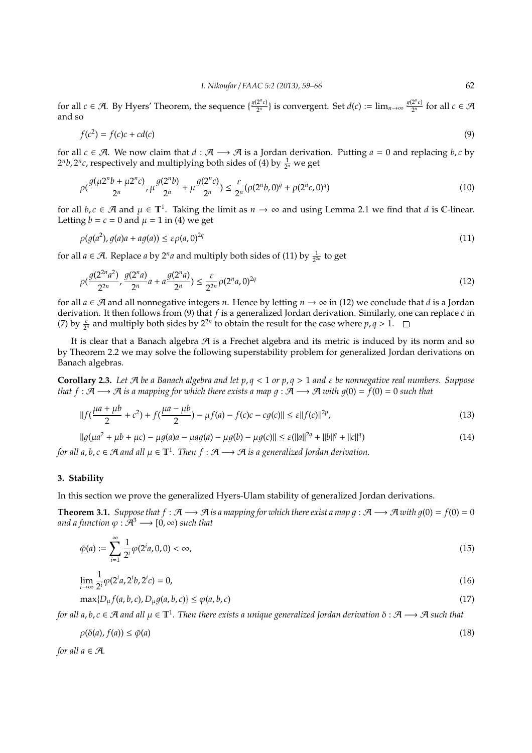for all $c \in \mathcal{A}$. By Hyers' Theorem, the sequence $\{\frac{g(2^n c)}{2^n}\}$ is convergent. Set $d(c) := \lim_{n\to\infty} \frac{g(2^n c)}{2^n}$ for all $c \in \mathcal{A}$ and so

$$f(c^2) = f(c)c + cd(c) \tag{9}$$

for all $c \in \mathcal{A}$. We now claim that $d : \mathcal{A} \longrightarrow \mathcal{A}$ is a Jordan derivation. Putting $a = 0$ and replacing $b, c$ by $2^n b, 2^n c$, respectively and multiplying both sides of (4) by $\frac{1}{2^n}$ we get

$$\rho\Big(\frac{g(\mu 2^n b + \mu 2^n c)}{2^n}, \mu \frac{g(2^n b)}{2^n} + \mu \frac{g(2^n c)}{2^n}\Big) \le \frac{\varepsilon}{2^n}(\rho(2^n b, 0)^q + \rho(2^n c, 0)^q) \tag{10}$$

for all $b, c \in \mathcal{A}$ and $\mu \in \mathbb{T}^1$. Taking the limit as $n \to \infty$ and using Lemma 2.1 we find that $d$ is $\mathbb{C}$-linear. Letting $b = c = 0$ and $\mu = 1$ in (4) we get

$$\rho(g(a^2), g(a)a + ag(a)) \le \varepsilon \rho(a, 0)^{2q} \tag{11}$$

for all $a \in \mathcal{A}$. Replace $a$ by $2^n a$ and multiply both sides of (11) by $\frac{1}{2^{2n}}$ to get

$$\rho\Big(\frac{g(2^{2n} a^2)}{2^{2n}}, \frac{g(2^n a)}{2^n} a + a\frac{g(2^n a)}{2^n}\Big) \le \frac{\varepsilon}{2^{2n}} \rho(2^n a, 0)^{2q} \tag{12}$$

for all $a \in \mathcal{A}$ and all nonnegative integers $n$. Hence by letting $n \to \infty$ in (12) we conclude that $d$ is a Jordan derivation. It then follows from (9) that $f$ is a generalized Jordan derivation. Similarly, one can replace $c$ in (7) by $\frac{c}{2^n}$ and multiply both sides by $2^{2n}$ to obtain the result for the case where $p, q > 1$. $\square$

It is clear that a Banach algebra $\mathcal{A}$ is a Frechet algebra and its metric is induced by its norm and so by Theorem 2.2 we may solve the following superstability problem for generalized Jordan derivations on Banach algebras.

**Corollary 2.3.** *Let $\mathcal{A}$ be a Banach algebra and let $p, q < 1$ or $p, q > 1$ and $\varepsilon$ be nonnegative real numbers. Suppose that $f : \mathcal{A} \longrightarrow \mathcal{A}$ is a mapping for which there exists a map $g : \mathcal{A} \longrightarrow \mathcal{A}$ with $g(0) = f(0) = 0$ such that*

$$\|f(\frac{\mu a + \mu b}{2} + c^2) + f(\frac{\mu a - \mu b}{2}) - \mu f(a) - f(c)c - cg(c)\| \le \varepsilon \|f(c)\|^{2p}, \tag{13}$$

$$\|g(\mu a^2 + \mu b + \mu c) - \mu g(a)a - \mu a g(a) - \mu g(b) - \mu g(c)\| \le \varepsilon(\|a\|^{2q} + \|b\|^q + \|c\|^q) \tag{14}$$

*for all $a, b, c \in \mathcal{A}$ and all $\mu \in \mathbb{T}^1$. Then $f : \mathcal{A} \longrightarrow \mathcal{A}$ is a generalized Jordan derivation.*

## 3. Stability

In this section we prove the generalized Hyers-Ulam stability of generalized Jordan derivations.

**Theorem 3.1.** *Suppose that $f : \mathcal{A} \longrightarrow \mathcal{A}$ is a mapping for which there exist a map $g : \mathcal{A} \longrightarrow \mathcal{A}$ with $g(0) = f(0) = 0$ and a function $\varphi : \mathcal{A}^3 \longrightarrow [0, \infty)$ such that*

$$\tilde{\varphi}(a) := \sum_{i=1}^{\infty} \frac{1}{2^i} \varphi(2^i a, 0, 0) < \infty, \tag{15}$$

$$\lim_{i\to\infty} \frac{1}{2^i} \varphi(2^i a, 2^i b, 2^i c) = 0, \tag{16}$$

$$\max\{D_\mu f(a, b, c), D_\mu g(a, b, c)\} \le \varphi(a, b, c) \tag{17}$$

*for all $a, b, c \in \mathcal{A}$ and all $\mu \in \mathbb{T}^1$. Then there exists a unique generalized Jordan derivation $\delta : \mathcal{A} \longrightarrow \mathcal{A}$ such that*

$$\rho(\delta(a), f(a)) \le \tilde{\varphi}(a) \tag{18}$$

*for all $a \in \mathcal{A}$.*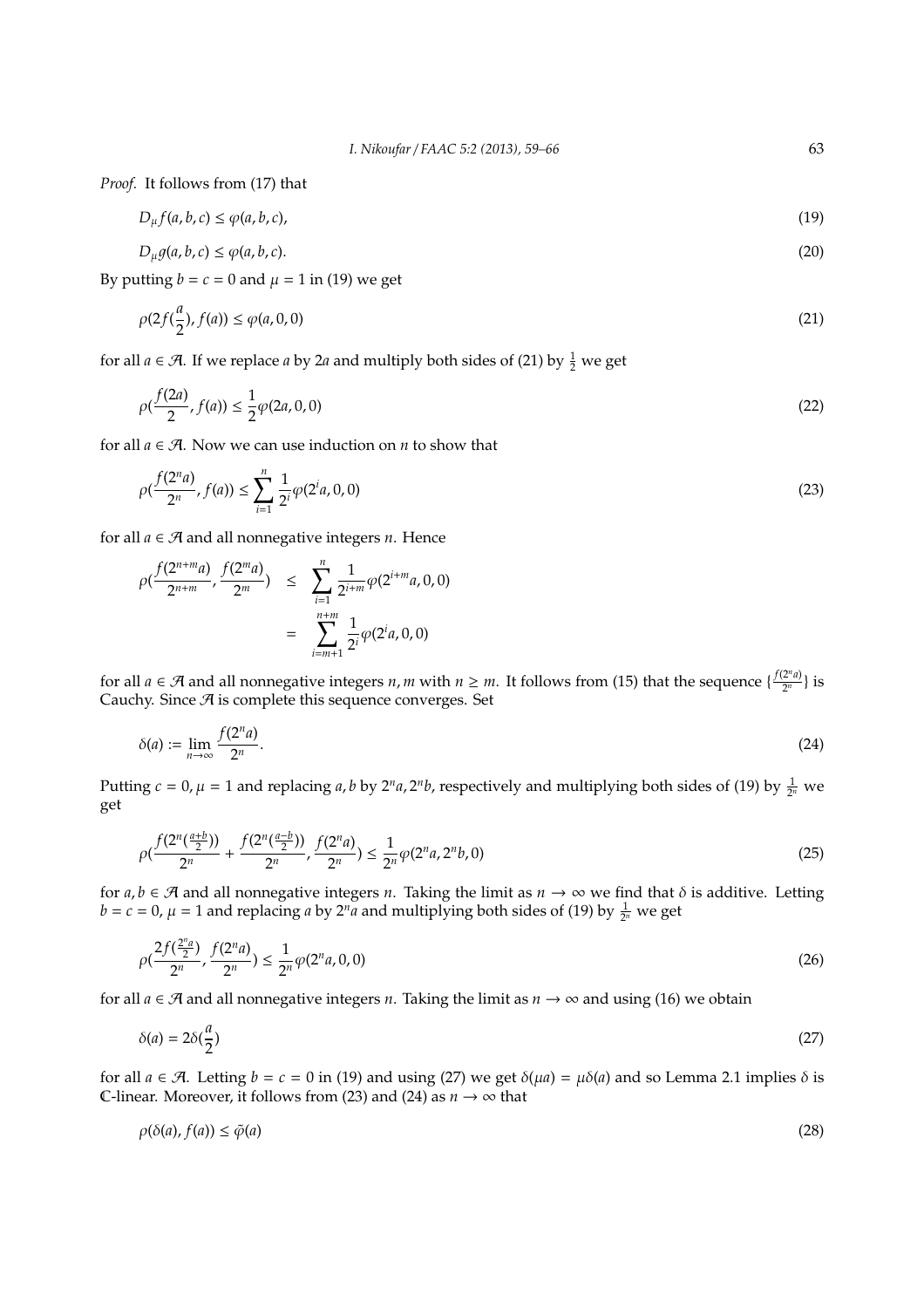*Proof.* It follows from (17) that

$$D_\mu f(a,b,c) \leq \varphi(a,b,c), \tag{19}$$

$$D_\mu g(a,b,c) \leq \varphi(a,b,c). \tag{20}$$

By putting $b = c = 0$ and $\mu = 1$ in (19) we get

$$\rho(2f(\frac{a}{2}), f(a)) \leq \varphi(a,0,0) \tag{21}$$

for all $a \in \mathcal{A}$. If we replace $a$ by $2a$ and multiply both sides of (21) by $\frac{1}{2}$ we get

$$\rho(\frac{f(2a)}{2}, f(a)) \leq \frac{1}{2}\varphi(2a,0,0) \tag{22}$$

for all $a \in \mathcal{A}$. Now we can use induction on $n$ to show that

$$\rho(\frac{f(2^n a)}{2^n}, f(a)) \leq \sum_{i=1}^{n} \frac{1}{2^i}\varphi(2^i a,0,0) \tag{23}$$

for all $a \in \mathcal{A}$ and all nonnegative integers $n$. Hence

$$\begin{aligned}
\rho(\frac{f(2^{n+m}a)}{2^{n+m}}, \frac{f(2^m a)}{2^m}) &\leq \sum_{i=1}^{n} \frac{1}{2^{i+m}}\varphi(2^{i+m}a,0,0) \\
&= \sum_{i=m+1}^{n+m} \frac{1}{2^i}\varphi(2^i a,0,0)
\end{aligned}$$

for all $a \in \mathcal{A}$ and all nonnegative integers $n, m$ with $n \geq m$. It follows from (15) that the sequence $\{\frac{f(2^n a)}{2^n}\}$ is Cauchy. Since $\mathcal{A}$ is complete this sequence converges. Set

$$\delta(a) := \lim_{n\to\infty} \frac{f(2^n a)}{2^n}. \tag{24}$$

Putting $c = 0, \mu = 1$ and replacing $a, b$ by $2^n a, 2^n b$, respectively and multiplying both sides of (19) by $\frac{1}{2^n}$ we get

$$\rho(\frac{f(2^n(\frac{a+b}{2}))}{2^n} + \frac{f(2^n(\frac{a-b}{2}))}{2^n}, \frac{f(2^n a)}{2^n}) \leq \frac{1}{2^n}\varphi(2^n a, 2^n b, 0) \tag{25}$$

for $a, b \in \mathcal{A}$ and all nonnegative integers $n$. Taking the limit as $n \to \infty$ we find that $\delta$ is additive. Letting $b = c = 0$, $\mu = 1$ and replacing $a$ by $2^n a$ and multiplying both sides of (19) by $\frac{1}{2^n}$ we get

$$\rho(\frac{2f(\frac{2^n a}{2})}{2^n}, \frac{f(2^n a)}{2^n}) \leq \frac{1}{2^n}\varphi(2^n a,0,0) \tag{26}$$

for all $a \in \mathcal{A}$ and all nonnegative integers $n$. Taking the limit as $n \to \infty$ and using (16) we obtain

$$\delta(a) = 2\delta(\frac{a}{2}) \tag{27}$$

for all $a \in \mathcal{A}$. Letting $b = c = 0$ in (19) and using (27) we get $\delta(\mu a) = \mu\delta(a)$ and so Lemma 2.1 implies $\delta$ is $\mathbb{C}$-linear. Moreover, it follows from (23) and (24) as $n \to \infty$ that

$$\rho(\delta(a), f(a)) \leq \tilde{\varphi}(a) \tag{28}$$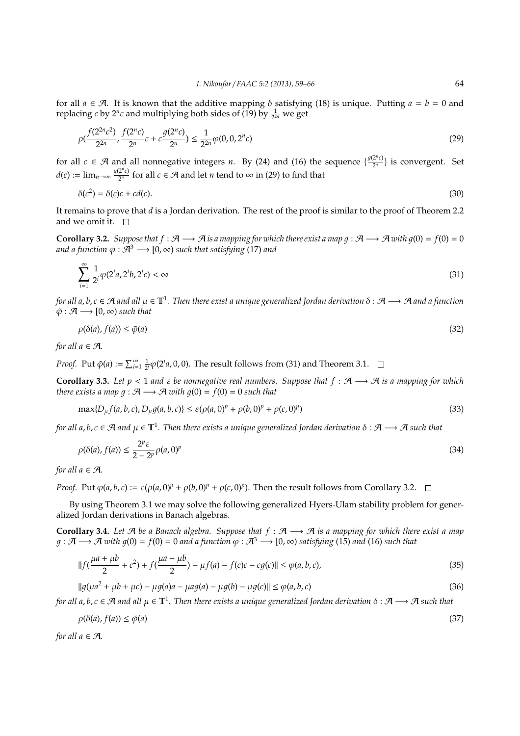for all $a \in \mathcal{A}$. It is known that the additive mapping $\delta$ satisfying (18) is unique. Putting $a = b = 0$ and replacing $c$ by $2^n c$ and multiplying both sides of (19) by $\frac{1}{2^{2n}}$ we get

$$\rho\left(\frac{f(2^{2n}c^2)}{2^{2n}}, \frac{f(2^n c)}{2^n}c + c\frac{g(2^n c)}{2^n}\right) \le \frac{1}{2^{2n}}\varphi(0, 0, 2^n c) \tag{29}$$

for all $c \in \mathcal{A}$ and all nonnegative integers $n$. By (24) and (16) the sequence $\{\frac{g(2^n c)}{2^n}\}$ is convergent. Set $d(c) := \lim_{n\to\infty} \frac{g(2^n c)}{2^n}$ for all $c \in \mathcal{A}$ and let $n$ tend to $\infty$ in (29) to find that

$$\delta(c^2) = \delta(c)c + cd(c). \tag{30}$$

It remains to prove that $d$ is a Jordan derivation. The rest of the proof is similar to the proof of Theorem 2.2 and we omit it. □

**Corollary 3.2.** *Suppose that $f : \mathcal{A} \longrightarrow \mathcal{A}$ is a mapping for which there exist a map $g : \mathcal{A} \longrightarrow \mathcal{A}$ with $g(0) = f(0) = 0$ and a function $\varphi : \mathcal{A}^3 \longrightarrow [0, \infty)$ such that satisfying* (17) *and*

$$\sum_{i=1}^{\infty} \frac{1}{2^i}\varphi(2^i a, 2^i b, 2^i c) < \infty \tag{31}$$

*for all $a, b, c \in \mathcal{A}$ and all $\mu \in \mathbb{T}^1$. Then there exist a unique generalized Jordan derivation $\delta : \mathcal{A} \longrightarrow \mathcal{A}$ and a function $\tilde{\varphi} : \mathcal{A} \longrightarrow [0, \infty)$ such that*

$$\rho(\delta(a), f(a)) \le \tilde{\varphi}(a) \tag{32}$$

*for all $a \in \mathcal{A}$.*

*Proof.* Put $\tilde{\varphi}(a) := \sum_{i=1}^{\infty} \frac{1}{2^i}\varphi(2^i a, 0, 0)$. The result follows from (31) and Theorem 3.1. □

**Corollary 3.3.** *Let $p < 1$ and $\varepsilon$ be nonnegative real numbers. Suppose that $f : \mathcal{A} \longrightarrow \mathcal{A}$ is a mapping for which there exists a map $g : \mathcal{A} \longrightarrow \mathcal{A}$ with $g(0) = f(0) = 0$ such that*

$$\max\{D_\mu f(a, b, c), D_\mu g(a, b, c)\} \le \varepsilon(\rho(a, 0)^p + \rho(b, 0)^p + \rho(c, 0)^p) \tag{33}$$

*for all $a, b, c \in \mathcal{A}$ and $\mu \in \mathbb{T}^1$. Then there exists a unique generalized Jordan derivation $\delta : \mathcal{A} \longrightarrow \mathcal{A}$ such that*

$$\rho(\delta(a), f(a)) \le \frac{2^p \varepsilon}{2 - 2^p}\rho(a, 0)^p \tag{34}$$

*for all $a \in \mathcal{A}$.*

*Proof.* Put $\varphi(a, b, c) := \varepsilon(\rho(a, 0)^p + \rho(b, 0)^p + \rho(c, 0)^p)$. Then the result follows from Corollary 3.2. □

By using Theorem 3.1 we may solve the following generalized Hyers-Ulam stability problem for generalized Jordan derivations in Banach algebras.

**Corollary 3.4.** *Let $\mathcal{A}$ be a Banach algebra. Suppose that $f : \mathcal{A} \longrightarrow \mathcal{A}$ is a mapping for which there exist a map $g : \mathcal{A} \longrightarrow \mathcal{A}$ with $g(0) = f(0) = 0$ and a function $\varphi : \mathcal{A}^3 \longrightarrow [0, \infty)$ satisfying* (15) *and* (16) *such that*

$$\|f(\frac{\mu a + \mu b}{2} + c^2) + f(\frac{\mu a - \mu b}{2}) - \mu f(a) - f(c)c - cg(c)\| \le \varphi(a, b, c), \tag{35}$$

$$\|g(\mu a^2 + \mu b + \mu c) - \mu g(a)a - \mu a g(a) - \mu g(b) - \mu g(c)\| \le \varphi(a, b, c) \tag{36}$$

*for all $a, b, c \in \mathcal{A}$ and all $\mu \in \mathbb{T}^1$. Then there exists a unique generalized Jordan derivation $\delta : \mathcal{A} \longrightarrow \mathcal{A}$ such that*

$$\rho(\delta(a), f(a)) \le \tilde{\varphi}(a) \tag{37}$$

*for all $a \in \mathcal{A}$.*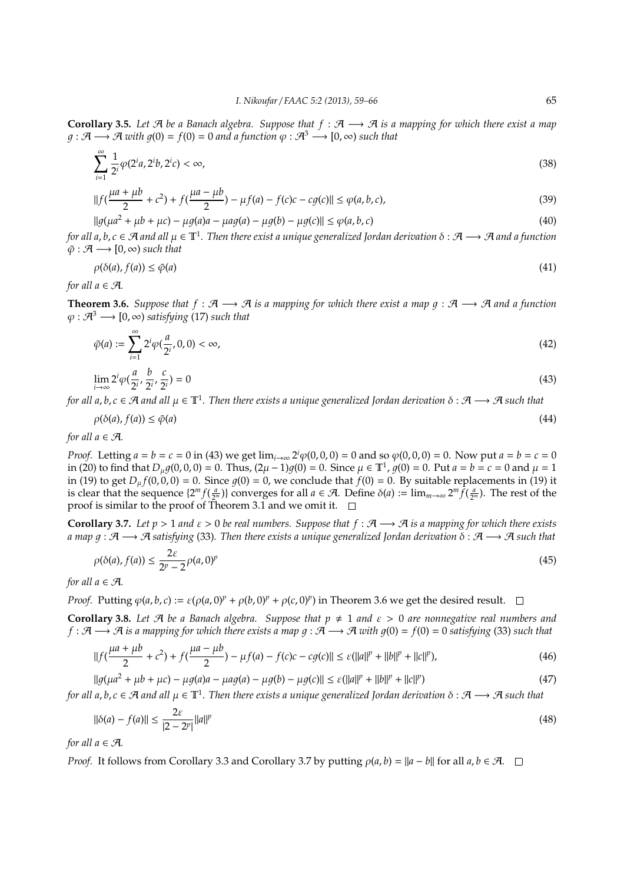**Corollary 3.5.** *Let $\mathcal{A}$ be a Banach algebra. Suppose that $f : \mathcal{A} \longrightarrow \mathcal{A}$ is a mapping for which there exist a map $g : \mathcal{A} \longrightarrow \mathcal{A}$ with $g(0) = f(0) = 0$ and a function $\varphi : \mathcal{A}^3 \longrightarrow [0, \infty)$ such that*

$$\sum_{i=1}^{\infty} \frac{1}{2^i} \varphi(2^i a, 2^i b, 2^i c) < \infty, \tag{38}$$

$$\| f(\frac{\mu a + \mu b}{2} + c^2) + f(\frac{\mu a - \mu b}{2}) - \mu f(a) - f(c)c - cg(c) \| \leq \varphi(a, b, c), \tag{39}$$

$$\| g(\mu a^2 + \mu b + \mu c) - \mu g(a)a - \mu a g(a) - \mu g(b) - \mu g(c) \| \leq \varphi(a, b, c) \tag{40}$$

*for all $a, b, c \in \mathcal{A}$ and all $\mu \in \mathbb{T}^1$. Then there exist a unique generalized Jordan derivation $\delta : \mathcal{A} \longrightarrow \mathcal{A}$ and a function $\tilde{\varphi} : \mathcal{A} \longrightarrow [0, \infty)$ such that*

$$\rho(\delta(a), f(a)) \leq \tilde{\varphi}(a) \tag{41}$$

*for all $a \in \mathcal{A}$.*

**Theorem 3.6.** *Suppose that $f : \mathcal{A} \longrightarrow \mathcal{A}$ is a mapping for which there exist a map $g : \mathcal{A} \longrightarrow \mathcal{A}$ and a function $\varphi : \mathcal{A}^3 \longrightarrow [0, \infty)$ satisfying (17) such that*

$$\tilde{\varphi}(a) := \sum_{i=1}^{\infty} 2^i \varphi(\frac{a}{2^i}, 0, 0) < \infty, \tag{42}$$

$$\lim_{i \to \infty} 2^i \varphi(\frac{a}{2^i}, \frac{b}{2^i}, \frac{c}{2^i}) = 0 \tag{43}$$

*for all $a, b, c \in \mathcal{A}$ and all $\mu \in \mathbb{T}^1$. Then there exists a unique generalized Jordan derivation $\delta : \mathcal{A} \longrightarrow \mathcal{A}$ such that*

$$\rho(\delta(a), f(a)) \leq \tilde{\varphi}(a) \tag{44}$$

*for all $a \in \mathcal{A}$.*

*Proof.* Letting $a = b = c = 0$ in (43) we get $\lim_{i \to \infty} 2^i \varphi(0, 0, 0) = 0$ and so $\varphi(0, 0, 0) = 0$. Now put $a = b = c = 0$ in (20) to find that $D_\mu g(0, 0, 0) = 0$. Thus, $(2\mu - 1)g(0) = 0$. Since $\mu \in \mathbb{T}^1$, $g(0) = 0$. Put $a = b = c = 0$ and $\mu = 1$ in (19) to get $D_\mu f(0, 0, 0) = 0$. Since $g(0) = 0$, we conclude that $f(0) = 0$. By suitable replacements in (19) it is clear that the sequence $\{2^m f(\frac{a}{2^m})\}$ converges for all $a \in \mathcal{A}$. Define $\delta(a) := \lim_{m \to \infty} 2^m f(\frac{a}{2^m})$. The rest of the proof is similar to the proof of Theorem 3.1 and we omit it. □

**Corollary 3.7.** *Let $p > 1$ and $\varepsilon > 0$ be real numbers. Suppose that $f : \mathcal{A} \longrightarrow \mathcal{A}$ is a mapping for which there exists a map $g : \mathcal{A} \longrightarrow \mathcal{A}$ satisfying (33). Then there exists a unique generalized Jordan derivation $\delta : \mathcal{A} \longrightarrow \mathcal{A}$ such that*

$$\rho(\delta(a), f(a)) \leq \frac{2\varepsilon}{2^p - 2} \rho(a, 0)^p \tag{45}$$

*for all $a \in \mathcal{A}$.*

*Proof.* Putting $\varphi(a, b, c) := \varepsilon(\rho(a, 0)^p + \rho(b, 0)^p + \rho(c, 0)^p)$ in Theorem 3.6 we get the desired result. □

**Corollary 3.8.** *Let $\mathcal{A}$ be a Banach algebra. Suppose that $p \neq 1$ and $\varepsilon > 0$ are nonnegative real numbers and $f : \mathcal{A} \longrightarrow \mathcal{A}$ is a mapping for which there exists a map $g : \mathcal{A} \longrightarrow \mathcal{A}$ with $g(0) = f(0) = 0$ satisfying (33) such that*

$$\| f(\frac{\mu a + \mu b}{2} + c^2) + f(\frac{\mu a - \mu b}{2}) - \mu f(a) - f(c)c - cg(c) \| \leq \varepsilon(\|a\|^p + \|b\|^p + \|c\|^p), \tag{46}$$

$$\| g(\mu a^2 + \mu b + \mu c) - \mu g(a)a - \mu a g(a) - \mu g(b) - \mu g(c) \| \leq \varepsilon(\|a\|^p + \|b\|^p + \|c\|^p) \tag{47}$$

*for all $a, b, c \in \mathcal{A}$ and all $\mu \in \mathbb{T}^1$. Then there exists a unique generalized Jordan derivation $\delta : \mathcal{A} \longrightarrow \mathcal{A}$ such that*

$$\|\delta(a) - f(a)\| \leq \frac{2\varepsilon}{|2 - 2^p|} \|a\|^p \tag{48}$$

*for all $a \in \mathcal{A}$.*

*Proof.* It follows from Corollary 3.3 and Corollary 3.7 by putting $\rho(a, b) = \|a - b\|$ for all $a, b \in \mathcal{A}$. □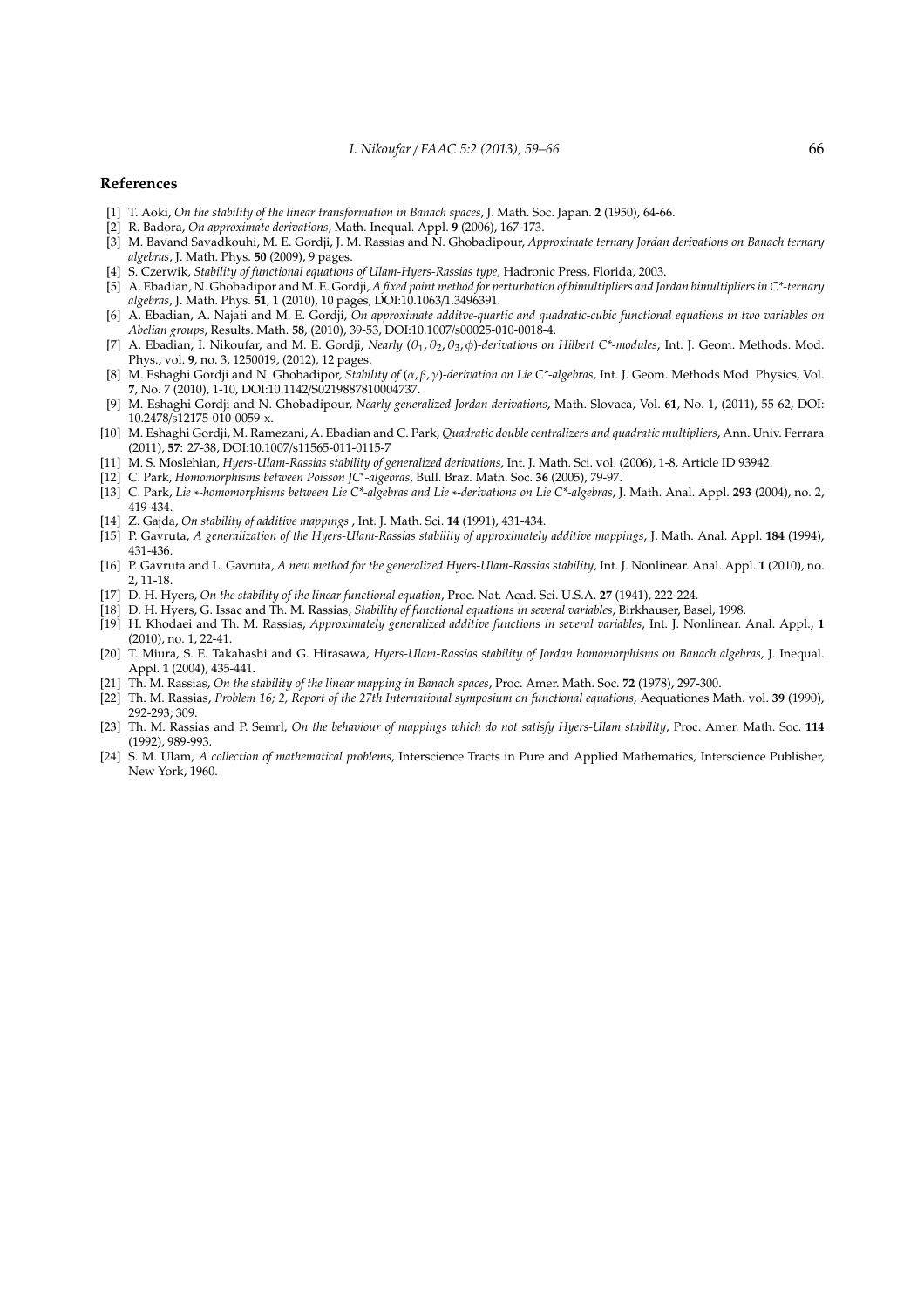## References

[1] T. Aoki, *On the stability of the linear transformation in Banach spaces*, J. Math. Soc. Japan. **2** (1950), 64-66.

[2] R. Badora, *On approximate derivations*, Math. Inequal. Appl. **9** (2006), 167-173.

[3] M. Bavand Savadkouhi, M. E. Gordji, J. M. Rassias and N. Ghobadipour, *Approximate ternary Jordan derivations on Banach ternary algebras*, J. Math. Phys. **50** (2009), 9 pages.

[4] S. Czerwik, *Stability of functional equations of Ulam-Hyers-Rassias type*, Hadronic Press, Florida, 2003.

[5] A. Ebadian, N. Ghobadipor and M. E. Gordji, *A fixed point method for perturbation of bimultipliers and Jordan bimultipliers in C\*-ternary algebras*, J. Math. Phys. **51**, 1 (2010), 10 pages, DOI:10.1063/1.3496391.

[6] A. Ebadian, A. Najati and M. E. Gordji, *On approximate additve-quartic and quadratic-cubic functional equations in two variables on Abelian groups*, Results. Math. **58**, (2010), 39-53, DOI:10.1007/s00025-010-0018-4.

[7] A. Ebadian, I. Nikoufar, and M. E. Gordji, *Nearly* $(\theta_1, \theta_2, \theta_3, \phi)$*-derivations on Hilbert C\*-modules*, Int. J. Geom. Methods. Mod. Phys., vol. **9**, no. 3, 1250019, (2012), 12 pages.

[8] M. Eshaghi Gordji and N. Ghobadipor, *Stability of* $(\alpha, \beta, \gamma)$*-derivation on Lie C\*-algebras*, Int. J. Geom. Methods Mod. Physics, Vol. **7**, No. 7 (2010), 1-10, DOI:10.1142/S0219887810004737.

[9] M. Eshaghi Gordji and N. Ghobadipour, *Nearly generalized Jordan derivations*, Math. Slovaca, Vol. **61**, No. 1, (2011), 55-62, DOI: 10.2478/s12175-010-0059-x.

[10] M. Eshaghi Gordji, M. Ramezani, A. Ebadian and C. Park, *Quadratic double centralizers and quadratic multipliers*, Ann. Univ. Ferrara (2011), **57**: 27-38, DOI:10.1007/s11565-011-0115-7

[11] M. S. Moslehian, *Hyers-Ulam-Rassias stability of generalized derivations*, Int. J. Math. Sci. vol. (2006), 1-8, Article ID 93942.

[12] C. Park, *Homomorphisms between Poisson JC\*-algebras*, Bull. Braz. Math. Soc. **36** (2005), 79-97.

[13] C. Park, *Lie* $*$*-homomorphisms between Lie C\*-algebras and Lie* $*$*-derivations on Lie C\*-algebras*, J. Math. Anal. Appl. **293** (2004), no. 2, 419-434.

[14] Z. Gajda, *On stability of additive mappings* , Int. J. Math. Sci. **14** (1991), 431-434.

[15] P. Gavruta, *A generalization of the Hyers-Ulam-Rassias stability of approximately additive mappings*, J. Math. Anal. Appl. **184** (1994), 431-436.

[16] P. Gavruta and L. Gavruta, *A new method for the generalized Hyers-Ulam-Rassias stability*, Int. J. Nonlinear. Anal. Appl. **1** (2010), no. 2, 11-18.

[17] D. H. Hyers, *On the stability of the linear functional equation*, Proc. Nat. Acad. Sci. U.S.A. **27** (1941), 222-224.

[18] D. H. Hyers, G. Issac and Th. M. Rassias, *Stability of functional equations in several variables*, Birkhauser, Basel, 1998.

[19] H. Khodaei and Th. M. Rassias, *Approximately generalized additive functions in several variables*, Int. J. Nonlinear. Anal. Appl., **1** (2010), no. 1, 22-41.

[20] T. Miura, S. E. Takahashi and G. Hirasawa, *Hyers-Ulam-Rassias stability of Jordan homomorphisms on Banach algebras*, J. Inequal. Appl. **1** (2004), 435-441.

[21] Th. M. Rassias, *On the stability of the linear mapping in Banach spaces*, Proc. Amer. Math. Soc. **72** (1978), 297-300.

[22] Th. M. Rassias, *Problem 16; 2, Report of the 27th International symposium on functional equations*, Aequationes Math. vol. **39** (1990), 292-293; 309.

[23] Th. M. Rassias and P. Semrl, *On the behaviour of mappings which do not satisfy Hyers-Ulam stability*, Proc. Amer. Math. Soc. **114** (1992), 989-993.

[24] S. M. Ulam, *A collection of mathematical problems*, Interscience Tracts in Pure and Applied Mathematics, Interscience Publisher, New York, 1960.